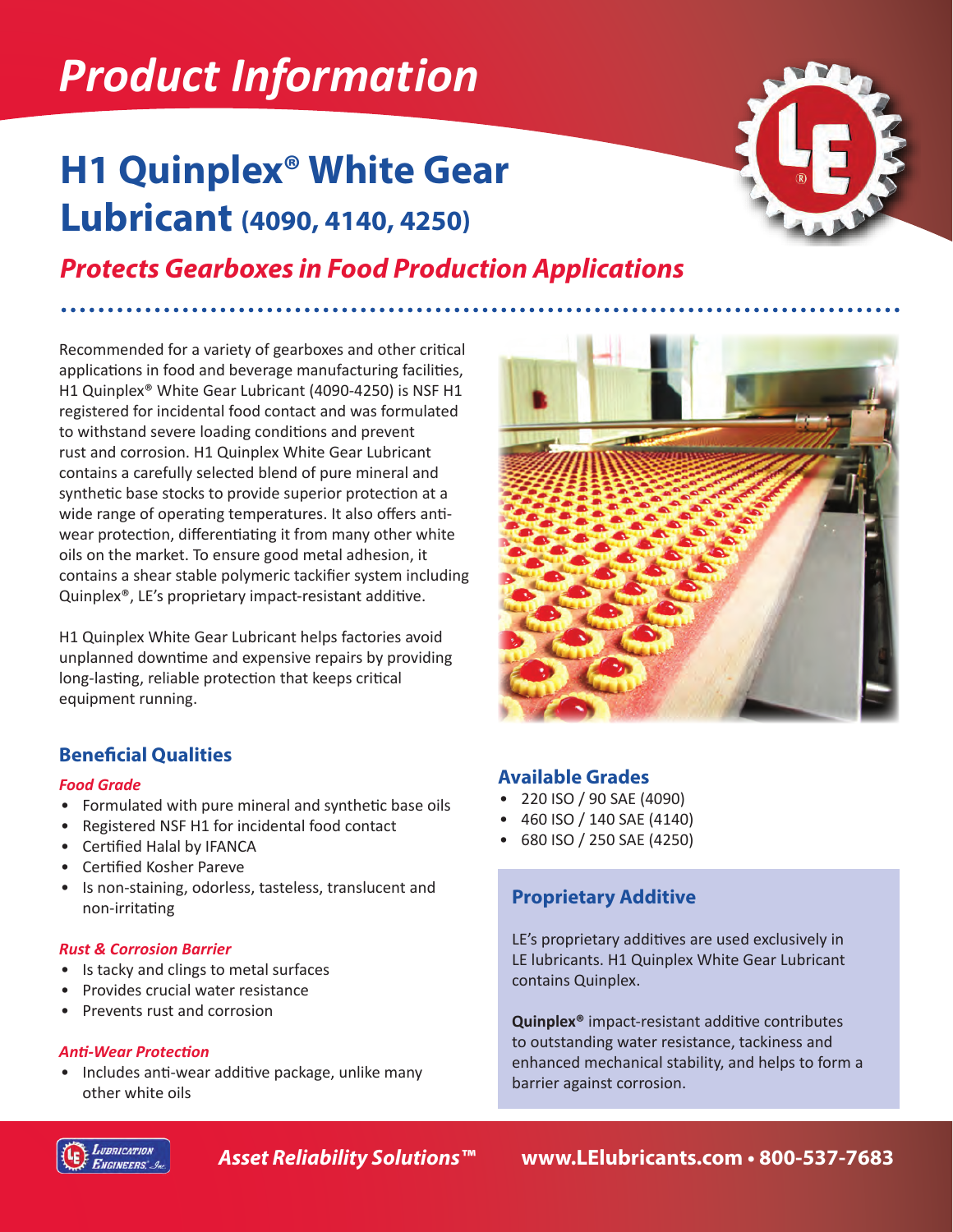# Product Information

## H1 Quinplex® White Gear Lubricant (4090, 4140, 4250)

### *Protects Gearboxes in Food Production Applications*

Recommended for a variety of gearboxes and other critical applications in food and beverage manufacturing facilities, H1 Quinplex® White Gear Lubricant (4090-4250) is NSF H1 registered for incidental food contact and was formulated to withstand severe loading conditions and prevent rust and corrosion. H1 Quinplex White Gear Lubricant contains a carefully selected blend of pure mineral and synthetic base stocks to provide superior protection at a wide range of operating temperatures. It also offers anti-wear protection, differentiating it from many other white oils on the market. To ensure good metal adhesion, it contains a shear stable polymeric tackifier system including Quinplex®, LE's proprietary impact-resistant additive.

H1 Quinplex White Gear Lubricant helps factories avoid unplanned downtime and expensive repairs by providing long-lasting, reliable protection that keeps critical equipment running.

### Beneficial Qualities

#### *Food Grade*

- Formulated with pure mineral and synthetic base oils
- Registered NSF H1 for incidental food contact
- Certified Halal by IFANCA
- Certified Kosher Pareve
- Is non-staining, odorless, tasteless, translucent and non-irritating

#### *Rust & Corrosion Barrier*

- Is tacky and clings to metal surfaces
- Provides crucial water resistance
- Prevents rust and corrosion

#### *Anti-Wear Protection*

- Includes anti-wear additive package, unlike many other white oils

### Available Grades

- 220 ISO / 90 SAE (4090)
- 460 ISO / 140 SAE (4140)
- 680 ISO / 250 SAE (4250)

### Proprietary Additive

LE's proprietary additives are used exclusively in LE lubricants. H1 Quinplex White Gear Lubricant contains Quinplex.

**Quinplex®** impact-resistant additive contributes to outstanding water resistance, tackiness and enhanced mechanical stability, and helps to form a barrier against corrosion.

*Asset Reliability Solutions™* **www.LElubricants.com • 800-537-7683**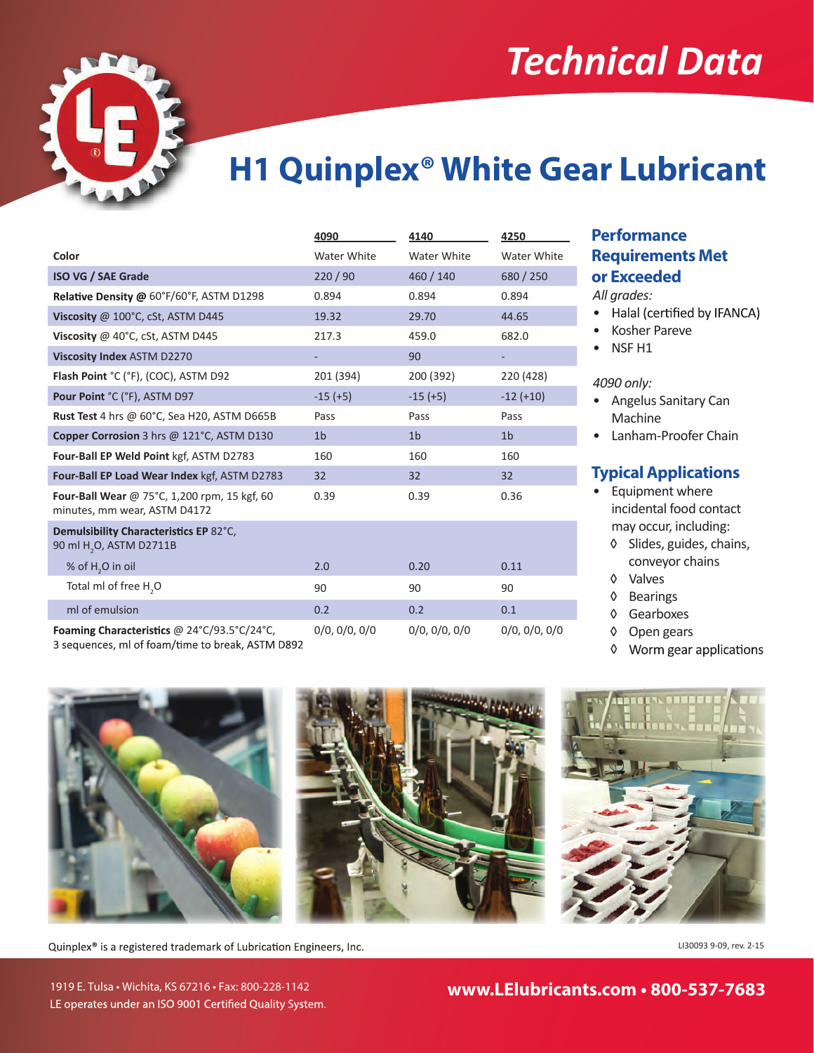# Technical Data

# H1 Quinplex® White Gear Lubricant

| | 4090 | 4140 | 4250 |
|---|---|---|---|
| **Color** | Water White | Water White | Water White |
| **ISO VG / SAE Grade** | 220 / 90 | 460 / 140 | 680 / 250 |
| **Relative Density @** 60°F/60°F, ASTM D1298 | 0.894 | 0.894 | 0.894 |
| **Viscosity** @ 100°C, cSt, ASTM D445 | 19.32 | 29.70 | 44.65 |
| **Viscosity** @ 40°C, cSt, ASTM D445 | 217.3 | 459.0 | 682.0 |
| **Viscosity Index** ASTM D2270 | - | 90 | - |
| **Flash Point** °C (°F), (COC), ASTM D92 | 201 (394) | 200 (392) | 220 (428) |
| **Pour Point** °C (°F), ASTM D97 | -15 (+5) | -15 (+5) | -12 (+10) |
| **Rust Test** 4 hrs @ 60°C, Sea H20, ASTM D665B | Pass | Pass | Pass |
| **Copper Corrosion** 3 hrs @ 121°C, ASTM D130 | 1b | 1b | 1b |
| **Four-Ball EP Weld Point** kgf, ASTM D2783 | 160 | 160 | 160 |
| **Four-Ball EP Load Wear Index** kgf, ASTM D2783 | 32 | 32 | 32 |
| **Four-Ball Wear** @ 75°C, 1,200 rpm, 15 kgf, 60 minutes, mm wear, ASTM D4172 | 0.39 | 0.39 | 0.36 |
| **Demulsibility Characteristics EP** 82°C, 90 ml $H_2O$, ASTM D2711B | | | |
| % of $H_2O$ in oil | 2.0 | 0.20 | 0.11 |
| Total ml of free $H_2O$ | 90 | 90 | 90 |
| ml of emulsion | 0.2 | 0.2 | 0.1 |
| **Foaming Characteristics** @ 24°C/93.5°C/24°C, 3 sequences, ml of foam/time to break, ASTM D892 | 0/0, 0/0, 0/0 | 0/0, 0/0, 0/0 | 0/0, 0/0, 0/0 |

## Performance Requirements Met or Exceeded

*All grades:*

- Halal (certified by IFANCA)
- Kosher Pareve
- NSF H1

*4090 only:*

- Angelus Sanitary Can Machine
- Lanham-Proofer Chain

## Typical Applications

- Equipment where incidental food contact may occur, including:
  - ◊ Slides, guides, chains, conveyor chains
  - ◊ Valves
  - ◊ Bearings
  - ◊ Gearboxes
  - ◊ Open gears
  - ◊ Worm gear applications

Quinplex® is a registered trademark of Lubrication Engineers, Inc.

LI30093 9-09, rev. 2-15

1919 E. Tulsa • Wichita, KS 67216 • Fax: 800-228-1142
LE operates under an ISO 9001 Certified Quality System.

**www.LElubricants.com • 800-537-7683**